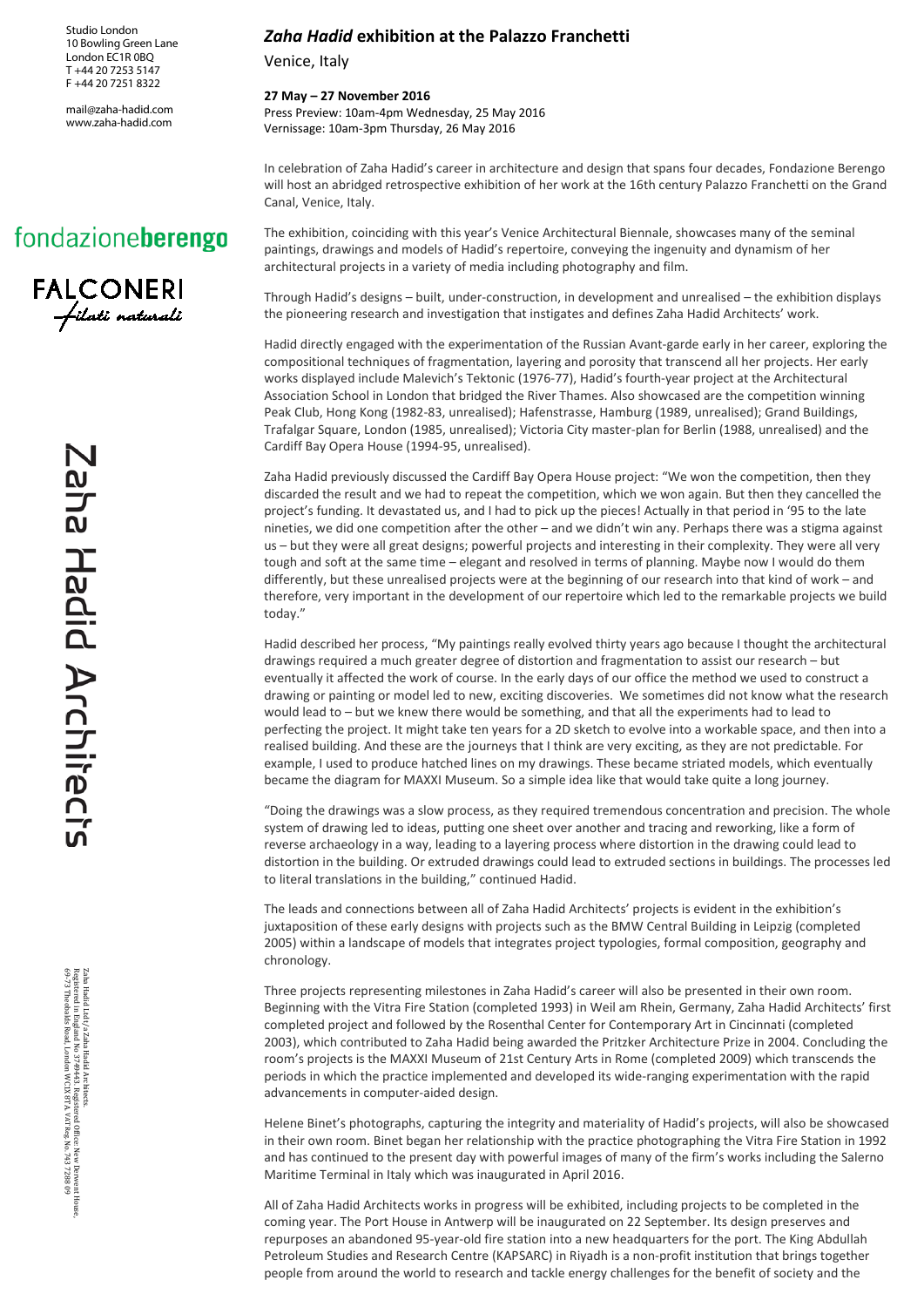Studio London
10 Bowling Green Lane
London EC1R 0BQ
T +44 20 7253 5147
F +44 20 7251 8322

mail@zaha-hadid.com
www.zaha-hadid.com

fondazioneberengo

FALCONERI
Filati naturali

Zaha Hadid Architects

Zaha Hadid Ltd t/a Zaha Hadid Architects.
Registered in England No 3749443. Registered Office: New Derwent House,
69-73 Theobalds Road, London WC1X 8TA VAT Reg. No. 743 7288 09

# *Zaha Hadid* exhibition at the Palazzo Franchetti

Venice, Italy

**27 May – 27 November 2016**
Press Preview: 10am-4pm Wednesday, 25 May 2016
Vernissage: 10am-3pm Thursday, 26 May 2016

In celebration of Zaha Hadid's career in architecture and design that spans four decades, Fondazione Berengo will host an abridged retrospective exhibition of her work at the 16th century Palazzo Franchetti on the Grand Canal, Venice, Italy.

The exhibition, coinciding with this year's Venice Architectural Biennale, showcases many of the seminal paintings, drawings and models of Hadid's repertoire, conveying the ingenuity and dynamism of her architectural projects in a variety of media including photography and film.

Through Hadid's designs – built, under-construction, in development and unrealised – the exhibition displays the pioneering research and investigation that instigates and defines Zaha Hadid Architects' work.

Hadid directly engaged with the experimentation of the Russian Avant-garde early in her career, exploring the compositional techniques of fragmentation, layering and porosity that transcend all her projects. Her early works displayed include Malevich's Tektonic (1976-77), Hadid's fourth-year project at the Architectural Association School in London that bridged the River Thames. Also showcased are the competition winning Peak Club, Hong Kong (1982-83, unrealised); Hafenstrasse, Hamburg (1989, unrealised); Grand Buildings, Trafalgar Square, London (1985, unrealised); Victoria City master-plan for Berlin (1988, unrealised) and the Cardiff Bay Opera House (1994-95, unrealised).

Zaha Hadid previously discussed the Cardiff Bay Opera House project: "We won the competition, then they discarded the result and we had to repeat the competition, which we won again. But then they cancelled the project's funding. It devastated us, and I had to pick up the pieces! Actually in that period in '95 to the late nineties, we did one competition after the other – and we didn't win any. Perhaps there was a stigma against us – but they were all great designs; powerful projects and interesting in their complexity. They were all very tough and soft at the same time – elegant and resolved in terms of planning. Maybe now I would do them differently, but these unrealised projects were at the beginning of our research into that kind of work – and therefore, very important in the development of our repertoire which led to the remarkable projects we build today."

Hadid described her process, "My paintings really evolved thirty years ago because I thought the architectural drawings required a much greater degree of distortion and fragmentation to assist our research – but eventually it affected the work of course. In the early days of our office the method we used to construct a drawing or painting or model led to new, exciting discoveries. We sometimes did not know what the research would lead to – but we knew there would be something, and that all the experiments had to lead to perfecting the project. It might take ten years for a 2D sketch to evolve into a workable space, and then into a realised building. And these are the journeys that I think are very exciting, as they are not predictable. For example, I used to produce hatched lines on my drawings. These became striated models, which eventually became the diagram for MAXXI Museum. So a simple idea like that would take quite a long journey.

"Doing the drawings was a slow process, as they required tremendous concentration and precision. The whole system of drawing led to ideas, putting one sheet over another and tracing and reworking, like a form of reverse archaeology in a way, leading to a layering process where distortion in the drawing could lead to distortion in the building. Or extruded drawings could lead to extruded sections in buildings. The processes led to literal translations in the building," continued Hadid.

The leads and connections between all of Zaha Hadid Architects' projects is evident in the exhibition's juxtaposition of these early designs with projects such as the BMW Central Building in Leipzig (completed 2005) within a landscape of models that integrates project typologies, formal composition, geography and chronology.

Three projects representing milestones in Zaha Hadid's career will also be presented in their own room. Beginning with the Vitra Fire Station (completed 1993) in Weil am Rhein, Germany, Zaha Hadid Architects' first completed project and followed by the Rosenthal Center for Contemporary Art in Cincinnati (completed 2003), which contributed to Zaha Hadid being awarded the Pritzker Architecture Prize in 2004. Concluding the room's projects is the MAXXI Museum of 21st Century Arts in Rome (completed 2009) which transcends the periods in which the practice implemented and developed its wide-ranging experimentation with the rapid advancements in computer-aided design.

Helene Binet's photographs, capturing the integrity and materiality of Hadid's projects, will also be showcased in their own room. Binet began her relationship with the practice photographing the Vitra Fire Station in 1992 and has continued to the present day with powerful images of many of the firm's works including the Salerno Maritime Terminal in Italy which was inaugurated in April 2016.

All of Zaha Hadid Architects works in progress will be exhibited, including projects to be completed in the coming year. The Port House in Antwerp will be inaugurated on 22 September. Its design preserves and repurposes an abandoned 95-year-old fire station into a new headquarters for the port. The King Abdullah Petroleum Studies and Research Centre (KAPSARC) in Riyadh is a non-profit institution that brings together people from around the world to research and tackle energy challenges for the benefit of society and the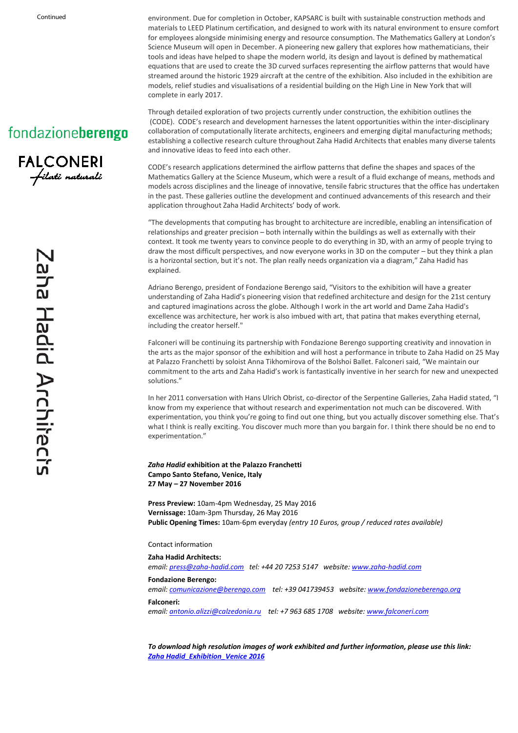environment. Due for completion in October, KAPSARC is built with sustainable construction methods and materials to LEED Platinum certification, and designed to work with its natural environment to ensure comfort for employees alongside minimising energy and resource consumption. The Mathematics Gallery at London's Science Museum will open in December. A pioneering new gallery that explores how mathematicians, their tools and ideas have helped to shape the modern world, its design and layout is defined by mathematical equations that are used to create the 3D curved surfaces representing the airflow patterns that would have streamed around the historic 1929 aircraft at the centre of the exhibition. Also included in the exhibition are models, relief studies and visualisations of a residential building on the High Line in New York that will complete in early 2017.

Through detailed exploration of two projects currently under construction, the exhibition outlines the (CODE). CODE's research and development harnesses the latent opportunities within the inter-disciplinary collaboration of computationally literate architects, engineers and emerging digital manufacturing methods; establishing a collective research culture throughout Zaha Hadid Architects that enables many diverse talents and innovative ideas to feed into each other.

CODE's research applications determined the airflow patterns that define the shapes and spaces of the Mathematics Gallery at the Science Museum, which were a result of a fluid exchange of means, methods and models across disciplines and the lineage of innovative, tensile fabric structures that the office has undertaken in the past. These galleries outline the development and continued advancements of this research and their application throughout Zaha Hadid Architects' body of work.

"The developments that computing has brought to architecture are incredible, enabling an intensification of relationships and greater precision – both internally within the buildings as well as externally with their context. It took me twenty years to convince people to do everything in 3D, with an army of people trying to draw the most difficult perspectives, and now everyone works in 3D on the computer – but they think a plan is a horizontal section, but it's not. The plan really needs organization via a diagram," Zaha Hadid has explained.

Adriano Berengo, president of Fondazione Berengo said, "Visitors to the exhibition will have a greater understanding of Zaha Hadid's pioneering vision that redefined architecture and design for the 21st century and captured imaginations across the globe. Although I work in the art world and Dame Zaha Hadid's excellence was architecture, her work is also imbued with art, that patina that makes everything eternal, including the creator herself."

Falconeri will be continuing its partnership with Fondazione Berengo supporting creativity and innovation in the arts as the major sponsor of the exhibition and will host a performance in tribute to Zaha Hadid on 25 May at Palazzo Franchetti by soloist Anna Tikhomirova of the Bolshoi Ballet. Falconeri said, "We maintain our commitment to the arts and Zaha Hadid's work is fantastically inventive in her search for new and unexpected solutions."

In her 2011 conversation with Hans Ulrich Obrist, co-director of the Serpentine Galleries, Zaha Hadid stated, "I know from my experience that without research and experimentation not much can be discovered. With experimentation, you think you're going to find out one thing, but you actually discover something else. That's what I think is really exciting. You discover much more than you bargain for. I think there should be no end to experimentation."

***Zaha Hadid* exhibition at the Palazzo Franchetti**
**Campo Santo Stefano, Venice, Italy**
**27 May – 27 November 2016**

**Press Preview:** 10am-4pm Wednesday, 25 May 2016
**Vernissage:** 10am-3pm Thursday, 26 May 2016
**Public Opening Times:** 10am-6pm everyday *(entry 10 Euros, group / reduced rates available)*

Contact information

**Zaha Hadid Architects:**
*email: press@zaha-hadid.com tel: +44 20 7253 5147 website: www.zaha-hadid.com*

**Fondazione Berengo:**
*email: comunicazione@berengo.com tel: +39 041739453 website: www.fondazioneberengo.org*

**Falconeri:**
*email: antonio.alizzi@calzedonia.ru tel: +7 963 685 1708 website: www.falconeri.com*

***To download high resolution images of work exhibited and further information, please use this link: Zaha Hadid_Exhibition_Venice 2016***